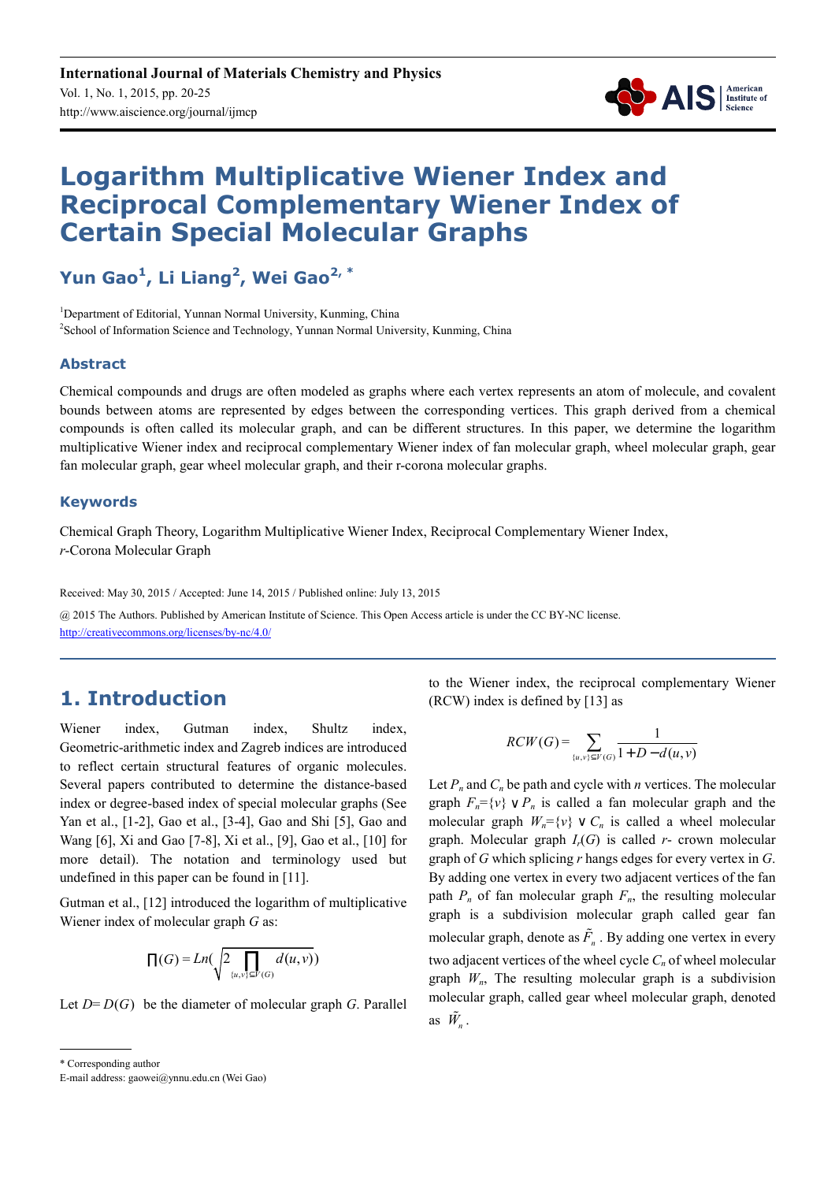International Journal of Materials Chemistry and Physics
Vol. 1, No. 1, 2015, pp. 20-25
http://www.aiscience.org/journal/ijmcp

# Logarithm Multiplicative Wiener Index and Reciprocal Complementary Wiener Index of Certain Special Molecular Graphs

**Yun Gao[1], Li Liang[2], Wei Gao[2, *]**

[1]Department of Editorial, Yunnan Normal University, Kunming, China
[2]School of Information Science and Technology, Yunnan Normal University, Kunming, China

### Abstract

Chemical compounds and drugs are often modeled as graphs where each vertex represents an atom of molecule, and covalent bounds between atoms are represented by edges between the corresponding vertices. This graph derived from a chemical compounds is often called its molecular graph, and can be different structures. In this paper, we determine the logarithm multiplicative Wiener index and reciprocal complementary Wiener index of fan molecular graph, wheel molecular graph, gear fan molecular graph, gear wheel molecular graph, and their r-corona molecular graphs.

### Keywords

Chemical Graph Theory, Logarithm Multiplicative Wiener Index, Reciprocal Complementary Wiener Index, *r*-Corona Molecular Graph

Received: May 30, 2015 / Accepted: June 14, 2015 / Published online: July 13, 2015

@ 2015 The Authors. Published by American Institute of Science. This Open Access article is under the CC BY-NC license. http://creativecommons.org/licenses/by-nc/4.0/

## 1. Introduction

Wiener index, Gutman index, Shultz index, Geometric-arithmetic index and Zagreb indices are introduced to reflect certain structural features of organic molecules. Several papers contributed to determine the distance-based index or degree-based index of special molecular graphs (See Yan et al., [1-2], Gao et al., [3-4], Gao and Shi [5], Gao and Wang [6], Xi and Gao [7-8], Xi et al., [9], Gao et al., [10] for more detail). The notation and terminology used but undefined in this paper can be found in [11].

Gutman et al., [12] introduced the logarithm of multiplicative Wiener index of molecular graph $G$ as:

$$\prod(G) = Ln(\sqrt{2\prod_{\{u,v\}\subseteq V(G)} d(u,v)})$$

Let $D=D(G)$ be the diameter of molecular graph $G$. Parallel to the Wiener index, the reciprocal complementary Wiener (RCW) index is defined by [13] as

$$RCW(G) = \sum_{\{u,v\}\subseteq V(G)} \frac{1}{1+D-d(u,v)}$$

Let $P_n$ and $C_n$ be path and cycle with $n$ vertices. The molecular graph $F_n=\{v\} \vee P_n$ is called a fan molecular graph and the molecular graph $W_n=\{v\} \vee C_n$ is called a wheel molecular graph. Molecular graph $I_r(G)$ is called $r$- crown molecular graph of $G$ which splicing $r$ hangs edges for every vertex in $G$. By adding one vertex in every two adjacent vertices of the fan path $P_n$ of fan molecular graph $F_n$, the resulting molecular graph is a subdivision molecular graph called gear fan molecular graph, denote as $\tilde{F}_n$. By adding one vertex in every two adjacent vertices of the wheel cycle $C_n$ of wheel molecular graph $W_n$, The resulting molecular graph is a subdivision molecular graph, called gear wheel molecular graph, denoted as $\tilde{W}_n$.

\* Corresponding author
E-mail address: gaowei@ynnu.edu.cn (Wei Gao)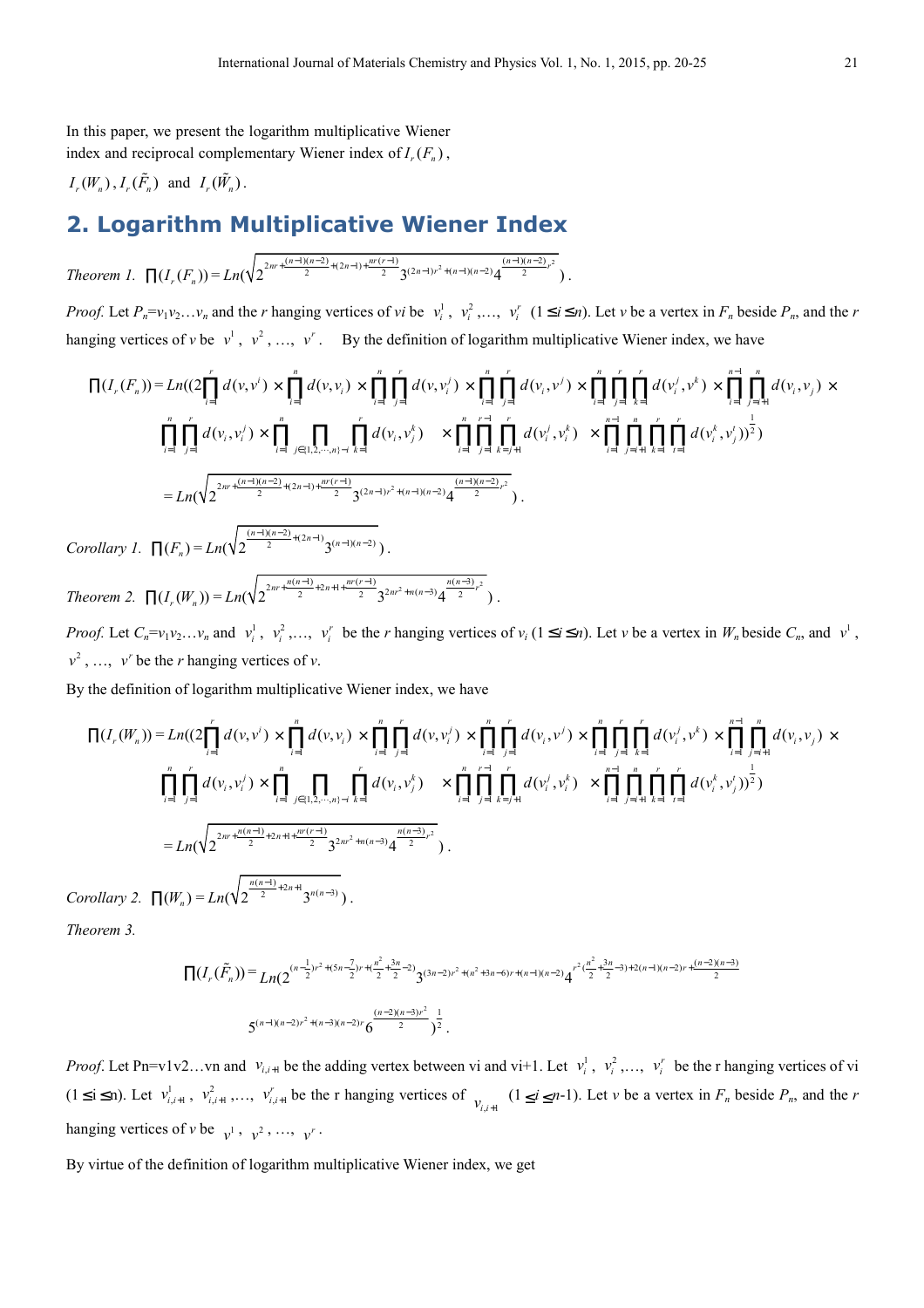In this paper, we present the logarithm multiplicative Wiener index and reciprocal complementary Wiener index of $I_r(F_n)$, $I_r(W_n)$, $I_r(\tilde{F}_n)$ and $I_r(\tilde{W}_n)$.

## 2. Logarithm Multiplicative Wiener Index

*Theorem 1.* $\prod(I_r(F_n)) = Ln(\sqrt{2^{2nr+\frac{(n-1)(n-2)}{2}+(2n-1)+\frac{nr(r-1)}{2}}3^{(2n-1)r^2+(n-1)(n-2)}4^{\frac{(n-1)(n-2)}{2}r^2}})$.

*Proof.* Let $P_n=v_1v_2\ldots v_n$ and the $r$ hanging vertices of $v_i$ be $v_i^1$, $v_i^2$,…, $v_i^r$ $(1\le i\le n)$. Let $v$ be a vertex in $F_n$ beside $P_n$, and the $r$ hanging vertices of $v$ be $v^1$, $v^2$, …, $v^r$. By the definition of logarithm multiplicative Wiener index, we have

$$\prod(I_r(F_n)) = Ln((2\prod_{i=1}^{r}d(v,v^i)\times\prod_{i=1}^{n}d(v,v_i)\times\prod_{i=1}^{n}\prod_{j=1}^{r}d(v,v_i^j)\times\prod_{i=1}^{n}\prod_{j=1}^{r}d(v_i,v^j)\times\prod_{i=1}^{n}\prod_{j=1}^{r}\prod_{k=1}^{r}d(v_i^j,v^k)\times\prod_{i=1}^{n-1}\prod_{j=i+1}^{n}d(v_i,v_j)\times$$

$$\prod_{i=1}^{n}\prod_{j=1}^{r}d(v_i,v_i^j)\times\prod_{i=1}^{n}\prod_{j\in\{1,2,\cdots,n\}-i}\prod_{k=1}^{r}d(v_i,v_j^k)\quad\times\prod_{i=1}^{n}\prod_{j=1}^{r-1}\prod_{k=j+1}^{r}d(v_i^j,v_i^k)\quad\times\prod_{i=1}^{n-1}\prod_{j=i+1}^{n}\prod_{k=1}^{r}\prod_{t=1}^{r}d(v_i^k,v_j^t))^{\frac{1}{2}})$$

$$= Ln(\sqrt{2^{2nr+\frac{(n-1)(n-2)}{2}+(2n-1)+\frac{nr(r-1)}{2}}3^{(2n-1)r^2+(n-1)(n-2)}4^{\frac{(n-1)(n-2)}{2}r^2}}).$$

*Corollary 1.* $\prod(F_n) = Ln(\sqrt{2^{\frac{(n-1)(n-2)}{2}+(2n-1)}3^{(n-1)(n-2)}})$.

*Theorem 2.* $\prod(I_r(W_n)) = Ln(\sqrt{2^{2nr+\frac{n(n-1)}{2}+2n+1+\frac{nr(r-1)}{2}}3^{2nr^2+n(n-3)}4^{\frac{n(n-3)}{2}r^2}})$.

*Proof.* Let $C_n=v_1v_2\ldots v_n$ and $v_i^1$, $v_i^2$,…, $v_i^r$ be the $r$ hanging vertices of $v_i$ $(1\le i\le n)$. Let $v$ be a vertex in $W_n$ beside $C_n$, and $v^1$, $v^2$, …, $v^r$ be the $r$ hanging vertices of $v$.

By the definition of logarithm multiplicative Wiener index, we have

$$\prod(I_r(W_n)) = Ln((2\prod_{i=1}^{r}d(v,v^i)\times\prod_{i=1}^{n}d(v,v_i)\times\prod_{i=1}^{n}\prod_{j=1}^{r}d(v,v_i^j)\times\prod_{i=1}^{n}\prod_{j=1}^{r}d(v_i,v^j)\times\prod_{i=1}^{n}\prod_{j=1}^{r}\prod_{k=1}^{r}d(v_i^j,v^k)\times\prod_{i=1}^{n-1}\prod_{j=i+1}^{n}d(v_i,v_j)\times$$

$$\prod_{i=1}^{n}\prod_{j=1}^{r}d(v_i,v_i^j)\times\prod_{i=1}^{n}\prod_{j\in\{1,2,\cdots,n\}-i}\prod_{k=1}^{r}d(v_i,v_j^k)\quad\times\prod_{i=1}^{n}\prod_{j=1}^{r-1}\prod_{k=j+1}^{r}d(v_i^j,v_i^k)\quad\times\prod_{i=1}^{n-1}\prod_{j=i+1}^{n}\prod_{k=1}^{r}\prod_{t=1}^{r}d(v_i^k,v_j^t))^{\frac{1}{2}})$$

$$= Ln(\sqrt{2^{2nr+\frac{n(n-1)}{2}+2n+1+\frac{nr(r-1)}{2}}3^{2nr^2+n(n-3)}4^{\frac{n(n-3)}{2}r^2}}).$$

*Corollary 2.* $\prod(W_n) = Ln(\sqrt{2^{\frac{n(n-1)}{2}+2n+1}3^{n(n-3)}})$.

*Theorem 3.*

$$\prod(I_r(\tilde{F}_n)) = Ln(2^{(n-\frac{1}{2})r^2+(5n-\frac{7}{2})r+(\frac{n^2}{2}+\frac{3n}{2}-2)}3^{(3n-2)r^2+(n^2+3n-6)r+(n-1)(n-2)}4^{r^2(\frac{n^2}{2}+\frac{3n}{2}-3)+2(n-1)(n-2)r+\frac{(n-2)(n-3)}{2}}$$

$$5^{(n-1)(n-2)r^2+(n-3)(n-2)r}6^{\frac{(n-2)(n-3)r^2}{2}})^{\frac{1}{2}}.$$

*Proof.* Let Pn=v1v2…vn and $v_{i,i+1}$ be the adding vertex between vi and vi+1. Let $v_i^1$, $v_i^2$,…, $v_i^r$ be the r hanging vertices of vi $(1\le i\le n)$. Let $v_{i,i+1}^1$, $v_{i,i+1}^2$,…, $v_{i,i+1}^r$ be the r hanging vertices of $v_{i,i+1}$ $(1\le i\le n-1)$. Let $v$ be a vertex in $F_n$ beside $P_n$, and the $r$ hanging vertices of $v$ be $v^1$, $v^2$, …, $v^r$.

By virtue of the definition of logarithm multiplicative Wiener index, we get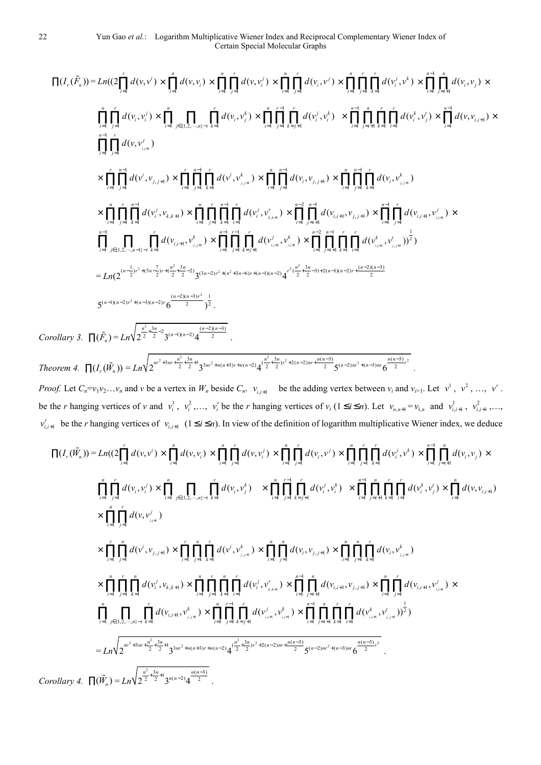$$
\begin{aligned}
\prod(I_r(\tilde{F}_n)) = Ln((2\prod_{i=1}^{r} d(v,v^i) \times \prod_{i=1}^{n} d(v,v_i) \times \prod_{i=1}^{n}\prod_{j=1}^{r} d(v,v_i^j) \times \prod_{i=1}^{n}\prod_{j=1}^{r} d(v_i,v^j) \times \prod_{i=1}^{n}\prod_{j=1}^{r}\prod_{k=1}^{r} d(v_i^j,v^k) \times \prod_{i=1}^{n-1}\prod_{j=i+1}^{n} d(v_i,v_j) \times \\
\prod_{i=1}^{n}\prod_{j=1}^{r} d(v_i,v_i^j) \times \prod_{i=1}^{n}\prod_{j\in\{1,2,\cdots,n\}-i}\prod_{k=1}^{r} d(v_i,v_j^k) \times \prod_{i=1}^{n}\prod_{j=1}^{r-1}\prod_{k=j+1}^{r} d(v_i^j,v_i^k) \times \prod_{i=1}^{n-1}\prod_{j=i+1}^{n}\prod_{k=1}^{r}\prod_{t=1}^{r} d(v_i^k,v_j^t) \times \prod_{i=1}^{n-1} d(v,v_{i,i+1}) \times \\
\prod_{i=1}^{n-1}\prod_{j=1}^{r} d(v,v_{i,i+1}^j) \\
\times \prod_{i=1}^{r}\prod_{j=1}^{n-1} d(v^i,v_{j,j+1}) \times \prod_{i=1}^{r}\prod_{j=1}^{n-1}\prod_{k=1}^{r} d(v^i,v_{j,j+1}^k) \times \prod_{i=1}^{n}\prod_{j=1}^{n-1} d(v_i,v_{j,j+1}) \times \prod_{i=1}^{n}\prod_{j=1}^{n-1}\prod_{k=1}^{r} d(v_i,v_{j,j+1}^k) \\
\times \prod_{i=1}^{n}\prod_{j=1}^{r}\prod_{k=1}^{n-1} d(v_i^j,v_{k,k+1}) \times \prod_{i=1}^{n}\prod_{j=1}^{r}\prod_{k=1}^{n-1}\prod_{t=1}^{r} d(v_i^j,v_{k,k+1}^r) \times \prod_{i=1}^{n-2}\prod_{j=i+1}^{n-1} d(v_{i,i+1},v_{j,j+1}) \times \prod_{i=1}^{n-1}\prod_{j=1}^{r} d(v_{i,i+1},v_{i,i+1}^j) \times \\
\prod_{i=1}^{n-1}\prod_{j\in\{1,2,\cdots,n-1\}-i}\prod_{k=1}^{r} d(v_{i,i+1},v_{j,j+1}^k) \times \prod_{i=1}^{n-1}\prod_{j=1}^{r-1}\prod_{k=j+1}^{r} d(v_{i,i+1}^j,v_{i,i+1}^k) \times \prod_{i=1}^{n-2}\prod_{j=i+1}^{n-1}\prod_{k=1}^{r}\prod_{t=1}^{r} d(v_{i,i+1}^k,v_{j,j+1}^t))^{\frac{1}{2}}) \\
= Ln(2^{(n-\frac{1}{2})r^2+(5n-\frac{7}{2})r+(\frac{n^2}{2}+\frac{3n}{2}-2)}3^{(3n-2)r^2+(n^2+3n-6)r+(n-1)(n-2)}4^{r^2(\frac{n^2}{2}+\frac{3n}{2}-3)+2(n-1)(n-2)r+\frac{(n-2)(n-3)}{2}} \\
5^{(n-1)(n-2)r^2+(n-3)(n-2)r}6^{\frac{(n-2)(n-3)r^2}{2}})^{\frac{1}{2}}.
\end{aligned}
$$

*Corollary 3.* $\prod(\tilde{F}_n) = Ln\sqrt{2^{\frac{n^2}{2}+\frac{3n}{2}-2}3^{(n-1)(n-2)}4^{\frac{(n-2)(n-3)}{2}}}$.

*Theorem 4.* $\prod(I_r(\tilde{W}_n)) = Ln\sqrt{2^{nr^2+3nr+\frac{n^2}{2}+\frac{3n}{2}+1}3^{3nr^2+n(n+3)r+n(n-2)}4^{(\frac{n^2}{2}+\frac{3n}{2})r^2+2(n-2)nr+\frac{n(n-3)}{2}}5^{(n-2)nr^2+(n-3)nr}6^{\frac{n(n-3)}{2}r^2}}$.

*Proof.* Let $C_n=v_1v_2\ldots v_n$ and $v$ be a vertex in $W_n$ beside $C_n$. $v_{i,i+1}$ be the adding vertex between $v_i$ and $v_{i+1}$. Let $v^1$, $v^2$, …, $v^r$. be the $r$ hanging vertices of $v$ and $v_i^1$, $v_i^2$,…, $v_i^r$ be the $r$ hanging vertices of $v_i$ ($1\le i\le n$). Let $v_{n,n+1}=v_{1,n}$ and $v_{i,i+1}^1$, $v_{i,i+1}^2$,…, $v_{i,i+1}^r$ be the $r$ hanging vertices of $v_{i,i+1}$ ($1\le i\le n$). In view of the definition of logarithm multiplicative Wiener index, we deduce

$$
\begin{aligned}
\prod(I_r(\tilde{W}_n)) = Ln((2\prod_{i=1}^{r} d(v,v^i) \times \prod_{i=1}^{n} d(v,v_i) \times \prod_{i=1}^{n}\prod_{j=1}^{r} d(v,v_i^j) \times \prod_{i=1}^{n}\prod_{j=1}^{r} d(v_i,v^j) \times \prod_{i=1}^{n}\prod_{j=1}^{r}\prod_{k=1}^{r} d(v_i^j,v^k) \times \prod_{i=1}^{n-1}\prod_{j=i+1}^{n} d(v_i,v_j) \times \\
\prod_{i=1}^{n}\prod_{j=1}^{r} d(v_i,v_i^j) \times \prod_{i=1}^{n}\prod_{j\in\{1,2,\cdots,n\}-i}\prod_{k=1}^{r} d(v_i,v_j^k) \times \prod_{i=1}^{n}\prod_{j=1}^{r-1}\prod_{k=j+1}^{r} d(v_i^j,v_i^k) \times \prod_{i=1}^{n-1}\prod_{j=i+1}^{n}\prod_{k=1}^{r}\prod_{t=1}^{r} d(v_i^k,v_j^t) \times \prod_{i=1}^{n} d(v,v_{i,i+1}) \\
\times \prod_{i=1}^{n}\prod_{j=1}^{r} d(v,v_{i,i+1}^j) \\
\times \prod_{i=1}^{r}\prod_{j=1}^{n} d(v^i,v_{j,j+1}) \times \prod_{i=1}^{r}\prod_{j=1}^{n}\prod_{k=1}^{r} d(v^i,v_{j,j+1}^k) \times \prod_{i=1}^{n}\prod_{j=1}^{n} d(v_i,v_{j,j+1}) \times \prod_{i=1}^{n}\prod_{j=1}^{n}\prod_{k=1}^{r} d(v_i,v_{j,j+1}^k) \\
\times \prod_{i=1}^{n}\prod_{j=1}^{r}\prod_{k=1}^{n} d(v_i^j,v_{k,k+1}) \times \prod_{i=1}^{n}\prod_{j=1}^{r}\prod_{k=1}^{n}\prod_{t=1}^{r} d(v_i^j,v_{k,k+1}^r) \times \prod_{i=1}^{n-1}\prod_{j=i+1}^{n} d(v_{i,i+1},v_{j,j+1}) \times \prod_{i=1}^{n}\prod_{j=1}^{r} d(v_{i,i+1},v_{i,i+1}^j) \times \\
\prod_{i=1}^{n}\prod_{j\in\{1,2,\cdots,n\}-i}\prod_{k=1}^{r} d(v_{i,i+1},v_{j,j+1}^k) \times \prod_{i=1}^{n}\prod_{j=1}^{r-1}\prod_{k=j+1}^{r} d(v_{i,i+1}^j,v_{i,i+1}^k) \times \prod_{i=1}^{n-1}\prod_{j=i+1}^{n}\prod_{k=1}^{r}\prod_{t=1}^{r} d(v_{i,i+1}^k,v_{j,j+1}^t))^{\frac{1}{2}}) \\
= Ln\sqrt{2^{nr^2+3nr+\frac{n^2}{2}+\frac{3n}{2}+1}3^{3nr^2+n(n+3)r+n(n-2)}4^{(\frac{n^2}{2}+\frac{3n}{2})r^2+2(n-2)nr+\frac{n(n-3)}{2}}5^{(n-2)nr^2+(n-3)nr}6^{\frac{n(n-3)}{2}r^2}}.
\end{aligned}
$$

*Corollary 4.* $\prod(\tilde{W}_n) = Ln\sqrt{2^{\frac{n^2}{2}+\frac{3n}{2}+1}3^{n(n-2)}4^{\frac{n(n-3)}{2}}}$.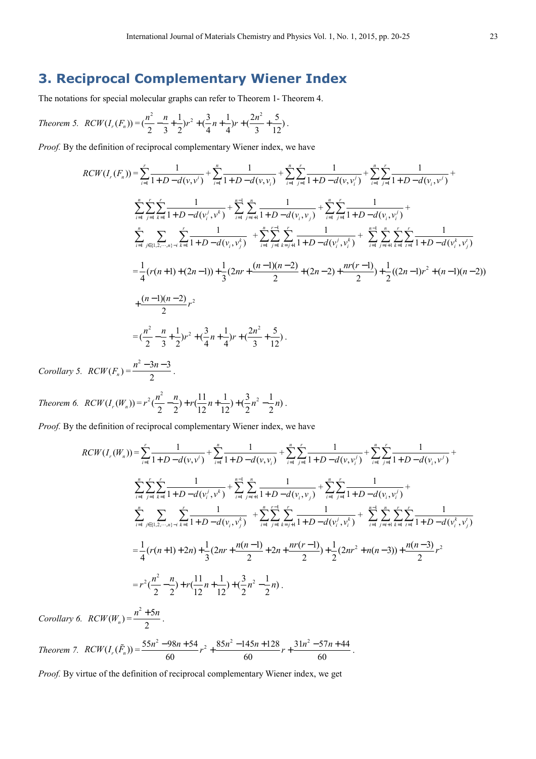## 3. Reciprocal Complementary Wiener Index

The notations for special molecular graphs can refer to Theorem 1- Theorem 4.

*Theorem 5.* $RCW(I_r(F_n)) = (\frac{n^2}{2} - \frac{n}{3} + \frac{1}{2})r^2 + (\frac{3}{4}n + \frac{1}{4})r + (\frac{2n^2}{3} + \frac{5}{12})$.

*Proof.* By the definition of reciprocal complementary Wiener index, we have

$$
\begin{aligned}
RCW(I_r(F_n)) &= \sum_{i=1}^{r}\frac{1}{1+D-d(v,v^i)} + \sum_{i=1}^{n}\frac{1}{1+D-d(v,v_i)} + \sum_{i=1}^{n}\sum_{j=1}^{r}\frac{1}{1+D-d(v,v_i^j)} + \sum_{i=1}^{n}\sum_{j=1}^{r}\frac{1}{1+D-d(v_i,v^j)} + \\
&\sum_{i=1}^{n}\sum_{j=1}^{r}\sum_{k=1}^{r}\frac{1}{1+D-d(v_i^j,v^k)} + \sum_{i=1}^{n-1}\sum_{j=i+1}^{n}\frac{1}{1+D-d(v_i,v_j)} + \sum_{i=1}^{n}\sum_{j=1}^{r}\frac{1}{1+D-d(v_i,v_i^j)} + \\
&\sum_{i=1}^{n}\sum_{j\in\{1,2,\cdots,n\}-i}\sum_{k=1}^{r}\frac{1}{1+D-d(v_i,v_j^k)} + \sum_{i=1}^{n}\sum_{j=1}^{r-1}\sum_{k=j+1}^{r}\frac{1}{1+D-d(v_i^j,v_i^k)} + \sum_{i=1}^{n-1}\sum_{j=i+1}^{n}\sum_{k=1}^{r}\sum_{l=1}^{r}\frac{1}{1+D-d(v_i^k,v_j^l)} \\
&= \frac{1}{4}(r(n+1)+(2n-1)) + \frac{1}{3}(2nr + \frac{(n-1)(n-2)}{2} + (2n-2) + \frac{nr(r-1)}{2}) + \frac{1}{2}((2n-1)r^2 + (n-1)(n-2)) \\
&+ \frac{(n-1)(n-2)}{2}r^2 \\
&= (\frac{n^2}{2} - \frac{n}{3} + \frac{1}{2})r^2 + (\frac{3}{4}n + \frac{1}{4})r + (\frac{2n^2}{3} + \frac{5}{12}).
\end{aligned}
$$

*Corollary 5.* $RCW(F_n) = \frac{n^2 - 3n - 3}{2}$.

*Theorem 6.* $RCW(I_r(W_n)) = r^2(\frac{n^2}{2} - \frac{n}{2}) + r(\frac{11}{12}n + \frac{1}{12}) + (\frac{3}{2}n^2 - \frac{1}{2}n)$.

*Proof.* By the definition of reciprocal complementary Wiener index, we have

$$
\begin{aligned}
RCW(I_r(W_n)) &= \sum_{i=1}^{r}\frac{1}{1+D-d(v,v^i)} + \sum_{i=1}^{n}\frac{1}{1+D-d(v,v_i)} + \sum_{i=1}^{n}\sum_{j=1}^{r}\frac{1}{1+D-d(v,v_i^j)} + \sum_{i=1}^{n}\sum_{j=1}^{r}\frac{1}{1+D-d(v_i,v^j)} + \\
&\sum_{i=1}^{n}\sum_{j=1}^{r}\sum_{k=1}^{r}\frac{1}{1+D-d(v_i^j,v^k)} + \sum_{i=1}^{n-1}\sum_{j=i+1}^{n}\frac{1}{1+D-d(v_i,v_j)} + \sum_{i=1}^{n}\sum_{j=1}^{r}\frac{1}{1+D-d(v_i,v_i^j)} + \\
&\sum_{i=1}^{n}\sum_{j\in\{1,2,\cdots,n\}-i}\sum_{k=1}^{r}\frac{1}{1+D-d(v_i,v_j^k)} + \sum_{i=1}^{n}\sum_{j=1}^{r-1}\sum_{k=j+1}^{r}\frac{1}{1+D-d(v_i^j,v_i^k)} + \sum_{i=1}^{n-1}\sum_{j=i+1}^{n}\sum_{k=1}^{r}\sum_{l=1}^{r}\frac{1}{1+D-d(v_i^k,v_j^l)} \\
&= \frac{1}{4}(r(n+1)+2n) + \frac{1}{3}(2nr + \frac{n(n-1)}{2} + 2n + \frac{nr(r-1)}{2}) + \frac{1}{2}(2nr^2 + n(n-3)) + \frac{n(n-3)}{2}r^2 \\
&= r^2(\frac{n^2}{2} - \frac{n}{2}) + r(\frac{11}{12}n + \frac{1}{12}) + (\frac{3}{2}n^2 - \frac{1}{2}n).
\end{aligned}
$$

*Corollary 6.* $RCW(W_n) = \frac{n^2 + 5n}{2}$.

*Theorem 7.* $RCW(I_r(\tilde{F}_n)) = \frac{55n^2 - 98n + 54}{60}r^2 + \frac{85n^2 - 145n + 128}{60}r + \frac{31n^2 - 57n + 44}{60}$.

*Proof.* By virtue of the definition of reciprocal complementary Wiener index, we get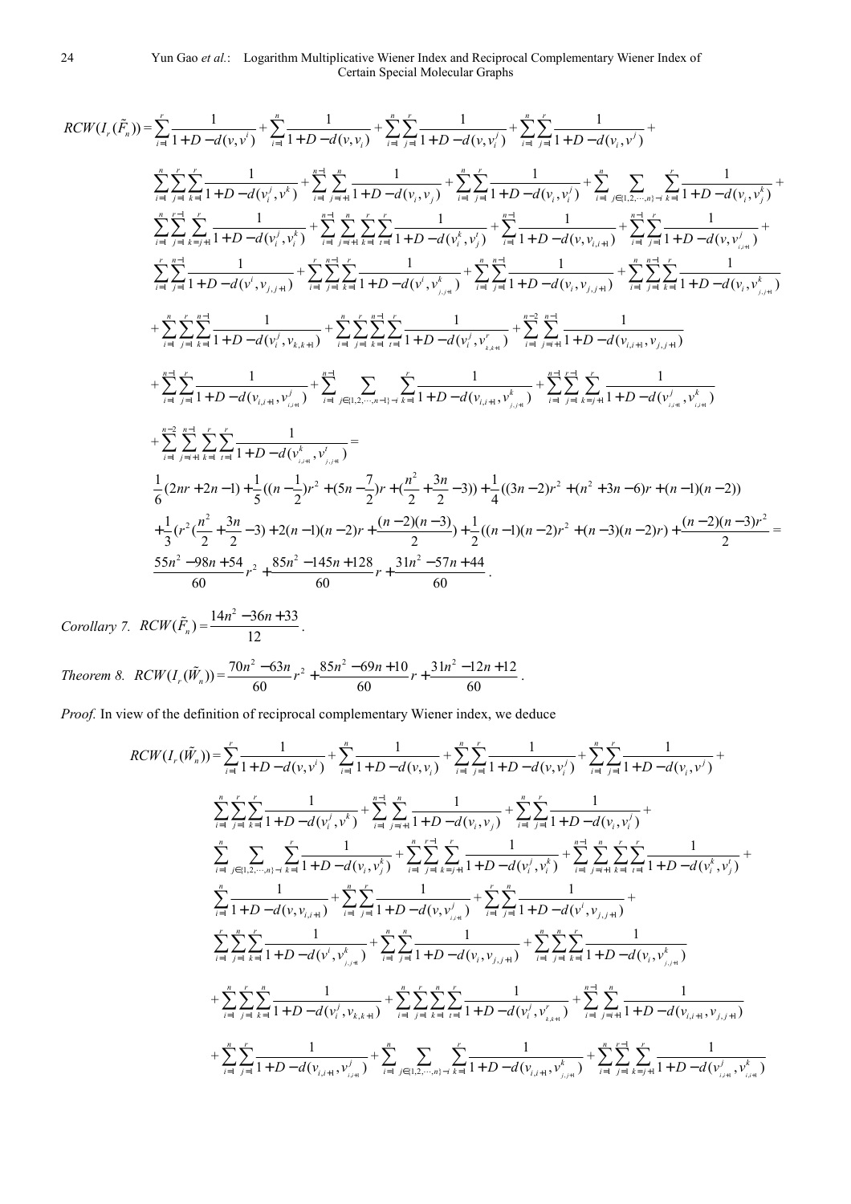$$RCW(I_r(\tilde{F}_n))=\sum_{i=1}^{r}\frac{1}{1+D-d(v,v^i)}+\sum_{i=1}^{n}\frac{1}{1+D-d(v,v_i)}+\sum_{i=1}^{n}\sum_{j=1}^{r}\frac{1}{1+D-d(v,v_i^j)}+\sum_{i=1}^{n}\sum_{j=1}^{r}\frac{1}{1+D-d(v_i,v^j)}+$$

$$\sum_{i=1}^{n}\sum_{j=1}^{r}\sum_{k=1}^{r}\frac{1}{1+D-d(v_i^j,v^k)}+\sum_{i=1}^{n-1}\sum_{j=i+1}^{n}\frac{1}{1+D-d(v_i,v_j)}+\sum_{i=1}^{n}\sum_{j=1}^{r}\frac{1}{1+D-d(v_i,v_i^j)}+\sum_{i=1}^{n}\sum_{j\in\{1,2,\cdots,n\}-i}\sum_{k=1}^{r}\frac{1}{1+D-d(v_i,v_j^k)}+$$

$$\sum_{i=1}^{n}\sum_{j=1}^{r-1}\sum_{k=j+1}^{r}\frac{1}{1+D-d(v_i^j,v_i^k)}+\sum_{i=1}^{n-1}\sum_{j=i+1}^{n}\sum_{k=1}^{r}\sum_{t=1}^{r}\frac{1}{1+D-d(v_i^k,v_j^t)}+\sum_{i=1}^{n-1}\frac{1}{1+D-d(v,v_{i,i+1})}+\sum_{i=1}^{n-1}\sum_{j=1}^{r}\frac{1}{1+D-d(v,v_{i,i+1}^j)}+$$

$$\sum_{i=1}^{r}\sum_{j=1}^{n-1}\frac{1}{1+D-d(v^i,v_{j,j+1})}+\sum_{i=1}^{r}\sum_{j=1}^{n-1}\sum_{k=1}^{r}\frac{1}{1+D-d(v^i,v_{j,j+1}^k)}+\sum_{i=1}^{n}\sum_{j=1}^{n-1}\frac{1}{1+D-d(v_i,v_{j,j+1})}+\sum_{i=1}^{n}\sum_{j=1}^{n-1}\sum_{k=1}^{r}\frac{1}{1+D-d(v_i,v_{j,j+1}^k)}$$

$$+\sum_{i=1}^{n}\sum_{j=1}^{r}\sum_{k=1}^{n-1}\frac{1}{1+D-d(v_i^j,v_{k,k+1})}+\sum_{i=1}^{n}\sum_{j=1}^{r}\sum_{k=1}^{n-1}\sum_{t=1}^{r}\frac{1}{1+D-d(v_i^j,v_{k,k+1}^r)}+\sum_{i=1}^{n-2}\sum_{j=i+1}^{n-1}\frac{1}{1+D-d(v_{i,i+1},v_{j,j+1})}$$

$$+\sum_{i=1}^{n-1}\sum_{j=1}^{r}\frac{1}{1+D-d(v_{i,i+1},v_{i,i+1}^j)}+\sum_{i=1}^{n-1}\sum_{j\in\{1,2,\cdots,n-1\}-i}\sum_{k=1}^{r}\frac{1}{1+D-d(v_{i,i+1},v_{j,j+1}^k)}+\sum_{i=1}^{n-1}\sum_{j=1}^{r-1}\sum_{k=j+1}^{r}\frac{1}{1+D-d(v_{i,i+1}^j,v_{i,i+1}^k)}$$

$$+\sum_{i=1}^{n-2}\sum_{j=i+1}^{n-1}\sum_{k=1}^{r}\sum_{t=1}^{r}\frac{1}{1+D-d(v_{i,i+1}^k,v_{j,j+1}^t)}=$$

$$\frac{1}{6}(2nr+2n-1)+\frac{1}{5}((n-\frac{1}{2})r^2+(5n-\frac{7}{2})r+(\frac{n^2}{2}+\frac{3n}{2}-3))+\frac{1}{4}((3n-2)r^2+(n^2+3n-6)r+(n-1)(n-2))$$

$$+\frac{1}{3}(r^2(\frac{n^2}{2}+\frac{3n}{2}-3)+2(n-1)(n-2)r+\frac{(n-2)(n-3)}{2})+\frac{1}{2}((n-1)(n-2)r^2+(n-3)(n-2)r)+\frac{(n-2)(n-3)r^2}{2}=$$

$$\frac{55n^2-98n+54}{60}r^2+\frac{85n^2-145n+128}{60}r+\frac{31n^2-57n+44}{60}.$$

*Corollary 7.* $RCW(\tilde{F}_n)=\dfrac{14n^2-36n+33}{12}$.

*Theorem 8.* $RCW(I_r(\tilde{W}_n))=\dfrac{70n^2-63n}{60}r^2+\dfrac{85n^2-69n+10}{60}r+\dfrac{31n^2-12n+12}{60}$.

*Proof.* In view of the definition of reciprocal complementary Wiener index, we deduce

$$RCW(I_r(\tilde{W}_n))=\sum_{i=1}^{r}\frac{1}{1+D-d(v,v^i)}+\sum_{i=1}^{n}\frac{1}{1+D-d(v,v_i)}+\sum_{i=1}^{n}\sum_{j=1}^{r}\frac{1}{1+D-d(v,v_i^j)}+\sum_{i=1}^{n}\sum_{j=1}^{r}\frac{1}{1+D-d(v_i,v^j)}+$$

$$\sum_{i=1}^{n}\sum_{j=1}^{r}\sum_{k=1}^{r}\frac{1}{1+D-d(v_i^j,v^k)}+\sum_{i=1}^{n-1}\sum_{j=i+1}^{n}\frac{1}{1+D-d(v_i,v_j)}+\sum_{i=1}^{n}\sum_{j=1}^{r}\frac{1}{1+D-d(v_i,v_i^j)}+$$

$$\sum_{i=1}^{n}\sum_{j\in\{1,2,\cdots,n\}-i}\sum_{k=1}^{r}\frac{1}{1+D-d(v_i,v_j^k)}+\sum_{i=1}^{n}\sum_{j=1}^{r-1}\sum_{k=j+1}^{r}\frac{1}{1+D-d(v_i^j,v_i^k)}+\sum_{i=1}^{n-1}\sum_{j=i+1}^{n}\sum_{k=1}^{r}\sum_{t=1}^{r}\frac{1}{1+D-d(v_i^k,v_j^t)}+$$

$$\sum_{i=1}^{n}\frac{1}{1+D-d(v,v_{i,i+1})}+\sum_{i=1}^{n}\sum_{j=1}^{r}\frac{1}{1+D-d(v,v_{i,i+1}^j)}+\sum_{i=1}^{r}\sum_{j=1}^{n}\frac{1}{1+D-d(v^i,v_{j,j+1})}+$$

$$\sum_{i=1}^{r}\sum_{j=1}^{n}\sum_{k=1}^{r}\frac{1}{1+D-d(v^i,v_{j,j+1}^k)}+\sum_{i=1}^{n}\sum_{j=1}^{n}\frac{1}{1+D-d(v_i,v_{j,j+1})}+\sum_{i=1}^{n}\sum_{j=1}^{n}\sum_{k=1}^{r}\frac{1}{1+D-d(v_i,v_{j,j+1}^k)}$$

$$+\sum_{i=1}^{n}\sum_{j=1}^{r}\sum_{k=1}^{n}\frac{1}{1+D-d(v_i^j,v_{k,k+1})}+\sum_{i=1}^{n}\sum_{j=1}^{r}\sum_{k=1}^{n}\sum_{t=1}^{r}\frac{1}{1+D-d(v_i^j,v_{k,k+1}^r)}+\sum_{i=1}^{n-1}\sum_{j=i+1}^{n}\frac{1}{1+D-d(v_{i,i+1},v_{j,j+1})}$$

$$+\sum_{i=1}^{n}\sum_{j=1}^{r}\frac{1}{1+D-d(v_{i,i+1},v_{i,i+1}^j)}+\sum_{i=1}^{n}\sum_{j\in\{1,2,\cdots,n\}-i}\sum_{k=1}^{r}\frac{1}{1+D-d(v_{i,i+1},v_{j,j+1}^k)}+\sum_{i=1}^{n}\sum_{j=1}^{r-1}\sum_{k=j+1}^{r}\frac{1}{1+D-d(v_{i,i+1}^j,v_{i,i+1}^k)}$$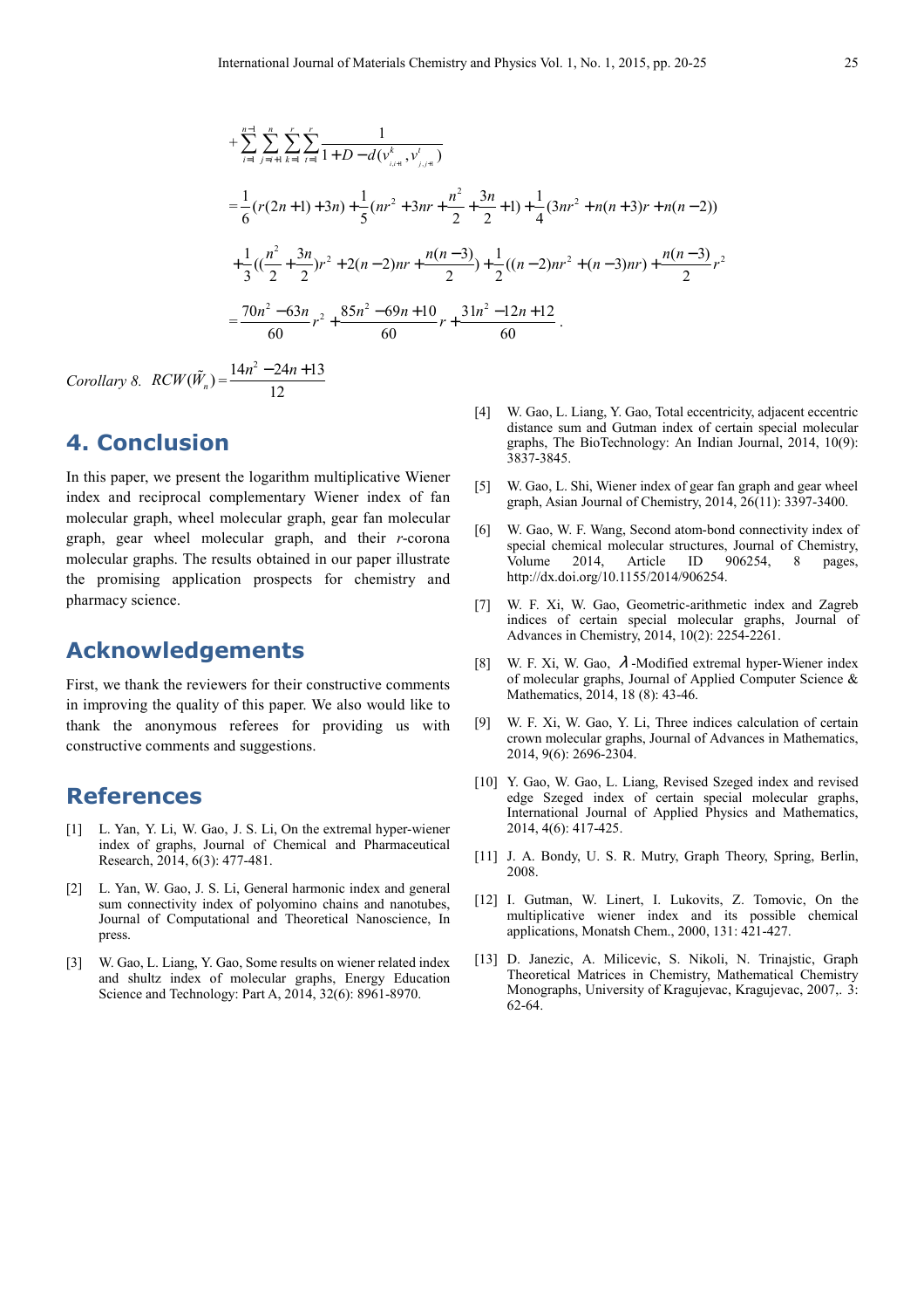$$+\sum_{i=1}^{n-1}\sum_{j=i+1}^{n}\sum_{k=1}^{r}\sum_{l=1}^{r}\frac{1}{1+D-d(v_{i,i+1}^{k},v_{j,j+1}^{l})}$$

$$=\frac{1}{6}(r(2n+1)+3n)+\frac{1}{5}(nr^2+3nr+\frac{n^2}{2}+\frac{3n}{2}+1)+\frac{1}{4}(3nr^2+n(n+3)r+n(n-2))$$

$$+\frac{1}{3}((\frac{n^2}{2}+\frac{3n}{2})r^2+2(n-2)nr+\frac{n(n-3)}{2})+\frac{1}{2}((n-2)nr^2+(n-3)nr)+\frac{n(n-3)}{2}r^2$$

$$=\frac{70n^2-63n}{60}r^2+\frac{85n^2-69n+10}{60}r+\frac{31n^2-12n+12}{60}.$$

*Corollary 8.* $RCW(\tilde{W}_n)=\dfrac{14n^2-24n+13}{12}$

## 4. Conclusion

In this paper, we present the logarithm multiplicative Wiener index and reciprocal complementary Wiener index of fan molecular graph, wheel molecular graph, gear fan molecular graph, gear wheel molecular graph, and their $r$-corona molecular graphs. The results obtained in our paper illustrate the promising application prospects for chemistry and pharmacy science.

## Acknowledgements

First, we thank the reviewers for their constructive comments in improving the quality of this paper. We also would like to thank the anonymous referees for providing us with constructive comments and suggestions.

## References

[1] L. Yan, Y. Li, W. Gao, J. S. Li, On the extremal hyper-wiener index of graphs, Journal of Chemical and Pharmaceutical Research, 2014, 6(3): 477-481.

[2] L. Yan, W. Gao, J. S. Li, General harmonic index and general sum connectivity index of polyomino chains and nanotubes, Journal of Computational and Theoretical Nanoscience, In press.

[3] W. Gao, L. Liang, Y. Gao, Some results on wiener related index and shultz index of molecular graphs, Energy Education Science and Technology: Part A, 2014, 32(6): 8961-8970.

[4] W. Gao, L. Liang, Y. Gao, Total eccentricity, adjacent eccentric distance sum and Gutman index of certain special molecular graphs, The BioTechnology: An Indian Journal, 2014, 10(9): 3837-3845.

[5] W. Gao, L. Shi, Wiener index of gear fan graph and gear wheel graph, Asian Journal of Chemistry, 2014, 26(11): 3397-3400.

[6] W. Gao, W. F. Wang, Second atom-bond connectivity index of special chemical molecular structures, Journal of Chemistry, Volume 2014, Article ID 906254, 8 pages, http://dx.doi.org/10.1155/2014/906254.

[7] W. F. Xi, W. Gao, Geometric-arithmetic index and Zagreb indices of certain special molecular graphs, Journal of Advances in Chemistry, 2014, 10(2): 2254-2261.

[8] W. F. Xi, W. Gao, $\lambda$-Modified extremal hyper-Wiener index of molecular graphs, Journal of Applied Computer Science & Mathematics, 2014, 18 (8): 43-46.

[9] W. F. Xi, W. Gao, Y. Li, Three indices calculation of certain crown molecular graphs, Journal of Advances in Mathematics, 2014, 9(6): 2696-2304.

[10] Y. Gao, W. Gao, L. Liang, Revised Szeged index and revised edge Szeged index of certain special molecular graphs, International Journal of Applied Physics and Mathematics, 2014, 4(6): 417-425.

[11] J. A. Bondy, U. S. R. Mutry, Graph Theory, Spring, Berlin, 2008.

[12] I. Gutman, W. Linert, I. Lukovits, Z. Tomovic, On the multiplicative wiener index and its possible chemical applications, Monatsh Chem., 2000, 131: 421-427.

[13] D. Janezic, A. Milicevic, S. Nikoli, N. Trinajstic, Graph Theoretical Matrices in Chemistry, Mathematical Chemistry Monographs, University of Kragujevac, Kragujevac, 2007,. 3: 62-64.